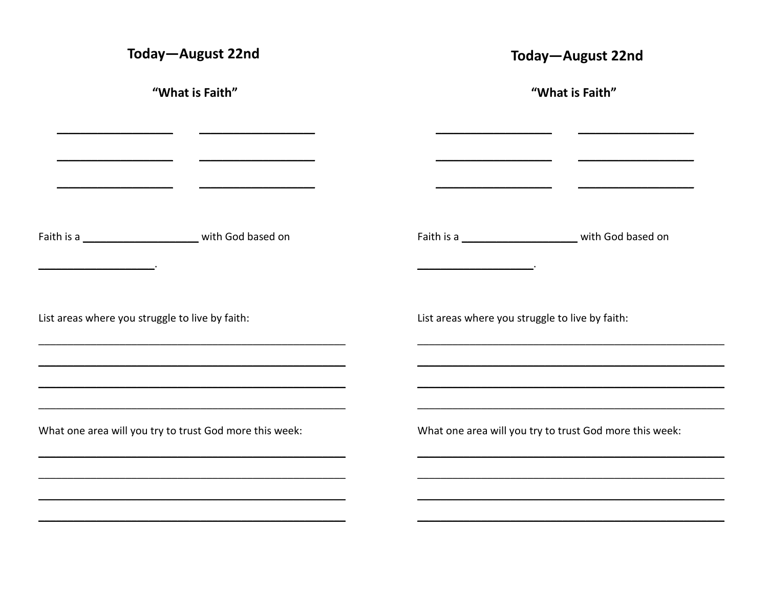## Today—August 22nd

### "What is Faith"

__________________ __________________

__________________ __________________

__________________ __________________

Faith is a __________________ with God based on

__________________.

List areas where you struggle to live by faith:

________________________________________________

________________________________________________

________________________________________________

________________________________________________

What one area will you try to trust God more this week:

________________________________________________

________________________________________________

________________________________________________

________________________________________________

## Today—August 22nd

### "What is Faith"

__________________ __________________

__________________ __________________

__________________ __________________

Faith is a __________________ with God based on

__________________.

List areas where you struggle to live by faith:

________________________________________________

________________________________________________

________________________________________________

________________________________________________

What one area will you try to trust God more this week:

________________________________________________

________________________________________________

________________________________________________

________________________________________________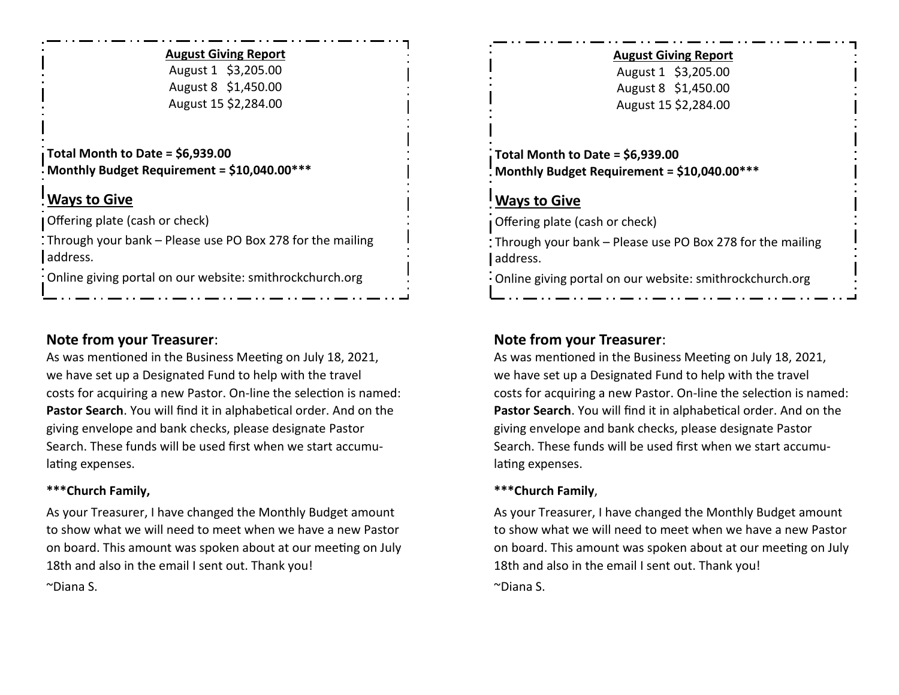**August Giving Report**

August 1 $3,205.00
August 8 $1,450.00
August 15 $2,284.00

**Total Month to Date = $6,939.00**
**Monthly Budget Requirement = $10,040.00***\***

## Ways to Give

Offering plate (cash or check)

Through your bank – Please use PO Box 278 for the mailing address.

Online giving portal on our website: smithrockchurch.org

### Note from your Treasurer:

As was mentioned in the Business Meeting on July 18, 2021, we have set up a Designated Fund to help with the travel costs for acquiring a new Pastor. On-line the selection is named: **Pastor Search**. You will find it in alphabetical order. And on the giving envelope and bank checks, please designate Pastor Search. These funds will be used first when we start accumulating expenses.

**\*\*\*Church Family,**

As your Treasurer, I have changed the Monthly Budget amount to show what we will need to meet when we have a new Pastor on board. This amount was spoken about at our meeting on July 18th and also in the email I sent out. Thank you!

~Diana S.

**August Giving Report**

August 1 $3,205.00
August 8 $1,450.00
August 15 $2,284.00

**Total Month to Date = $6,939.00**
**Monthly Budget Requirement = $10,040.00***\***

## Ways to Give

Offering plate (cash or check)

Through your bank – Please use PO Box 278 for the mailing address.

Online giving portal on our website: smithrockchurch.org

### Note from your Treasurer:

As was mentioned in the Business Meeting on July 18, 2021, we have set up a Designated Fund to help with the travel costs for acquiring a new Pastor. On-line the selection is named: **Pastor Search**. You will find it in alphabetical order. And on the giving envelope and bank checks, please designate Pastor Search. These funds will be used first when we start accumulating expenses.

**\*\*\*Church Family**,

As your Treasurer, I have changed the Monthly Budget amount to show what we will need to meet when we have a new Pastor on board. This amount was spoken about at our meeting on July 18th and also in the email I sent out. Thank you!

~Diana S.